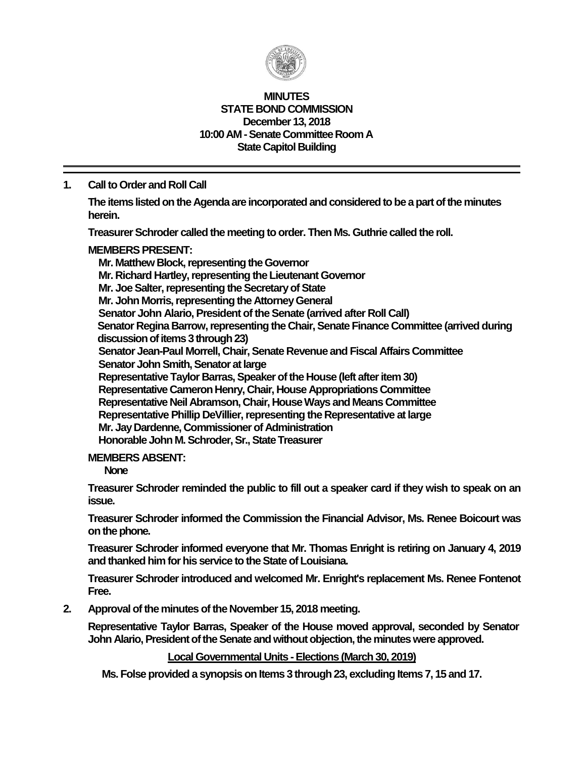# MINUTES
## STATE BOND COMMISSION
### December 13, 2018
### 10:00 AM - Senate Committee Room A
### State Capitol Building

---

**1. Call to Order and Roll Call**

**The items listed on the Agenda are incorporated and considered to be a part of the minutes herein.**

**Treasurer Schroder called the meeting to order. Then Ms. Guthrie called the roll.**

**MEMBERS PRESENT:**

**Mr. Matthew Block, representing the Governor**
**Mr. Richard Hartley, representing the Lieutenant Governor**
**Mr. Joe Salter, representing the Secretary of State**
**Mr. John Morris, representing the Attorney General**
**Senator John Alario, President of the Senate (arrived after Roll Call)**
**Senator Regina Barrow, representing the Chair, Senate Finance Committee (arrived during discussion of items 3 through 23)**
**Senator Jean-Paul Morrell, Chair, Senate Revenue and Fiscal Affairs Committee**
**Senator John Smith, Senator at large**
**Representative Taylor Barras, Speaker of the House (left after item 30)**
**Representative Cameron Henry, Chair, House Appropriations Committee**
**Representative Neil Abramson, Chair, House Ways and Means Committee**
**Representative Phillip DeVillier, representing the Representative at large**
**Mr. Jay Dardenne, Commissioner of Administration**
**Honorable John M. Schroder, Sr., State Treasurer**

**MEMBERS ABSENT:**

**None**

**Treasurer Schroder reminded the public to fill out a speaker card if they wish to speak on an issue.**

**Treasurer Schroder informed the Commission the Financial Advisor, Ms. Renee Boicourt was on the phone.**

**Treasurer Schroder informed everyone that Mr. Thomas Enright is retiring on January 4, 2019 and thanked him for his service to the State of Louisiana.**

**Treasurer Schroder introduced and welcomed Mr. Enright's replacement Ms. Renee Fontenot Free.**

**2. Approval of the minutes of the November 15, 2018 meeting.**

**Representative Taylor Barras, Speaker of the House moved approval, seconded by Senator John Alario, President of the Senate and without objection, the minutes were approved.**

**Local Governmental Units - Elections (March 30, 2019)**

**Ms. Folse provided a synopsis on Items 3 through 23, excluding Items 7, 15 and 17.**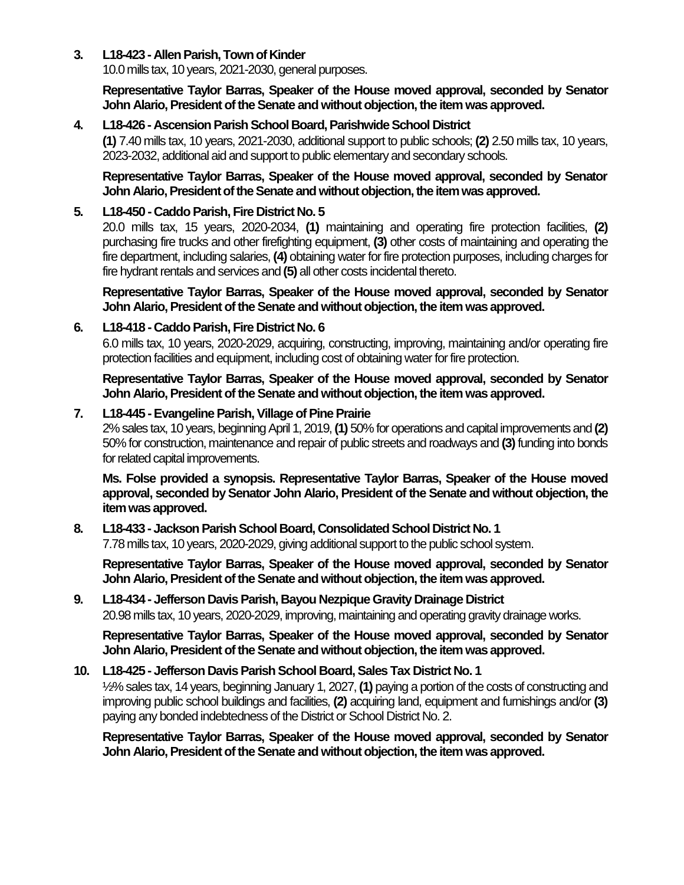3. **L18-423 - Allen Parish, Town of Kinder**

   10.0 mills tax, 10 years, 2021-2030, general purposes.

   **Representative Taylor Barras, Speaker of the House moved approval, seconded by Senator John Alario, President of the Senate and without objection, the item was approved.**

4. **L18-426 - Ascension Parish School Board, Parishwide School District**

   **(1)** 7.40 mills tax, 10 years, 2021-2030, additional support to public schools; **(2)** 2.50 mills tax, 10 years, 2023-2032, additional aid and support to public elementary and secondary schools.

   **Representative Taylor Barras, Speaker of the House moved approval, seconded by Senator John Alario, President of the Senate and without objection, the item was approved.**

5. **L18-450 - Caddo Parish, Fire District No. 5**

   20.0 mills tax, 15 years, 2020-2034, **(1)** maintaining and operating fire protection facilities, **(2)** purchasing fire trucks and other firefighting equipment, **(3)** other costs of maintaining and operating the fire department, including salaries, **(4)** obtaining water for fire protection purposes, including charges for fire hydrant rentals and services and **(5)** all other costs incidental thereto.

   **Representative Taylor Barras, Speaker of the House moved approval, seconded by Senator John Alario, President of the Senate and without objection, the item was approved.**

6. **L18-418 - Caddo Parish, Fire District No. 6**

   6.0 mills tax, 10 years, 2020-2029, acquiring, constructing, improving, maintaining and/or operating fire protection facilities and equipment, including cost of obtaining water for fire protection.

   **Representative Taylor Barras, Speaker of the House moved approval, seconded by Senator John Alario, President of the Senate and without objection, the item was approved.**

7. **L18-445 - Evangeline Parish, Village of Pine Prairie**

   2% sales tax, 10 years, beginning April 1, 2019, **(1)** 50% for operations and capital improvements and **(2)** 50% for construction, maintenance and repair of public streets and roadways and **(3)** funding into bonds for related capital improvements.

   **Ms. Folse provided a synopsis. Representative Taylor Barras, Speaker of the House moved approval, seconded by Senator John Alario, President of the Senate and without objection, the item was approved.**

8. **L18-433 - Jackson Parish School Board, Consolidated School District No. 1**

   7.78 mills tax, 10 years, 2020-2029, giving additional support to the public school system.

   **Representative Taylor Barras, Speaker of the House moved approval, seconded by Senator John Alario, President of the Senate and without objection, the item was approved.**

9. **L18-434 - Jefferson Davis Parish, Bayou Nezpique Gravity Drainage District**

   20.98 mills tax, 10 years, 2020-2029, improving, maintaining and operating gravity drainage works.

   **Representative Taylor Barras, Speaker of the House moved approval, seconded by Senator John Alario, President of the Senate and without objection, the item was approved.**

10. **L18-425 - Jefferson Davis Parish School Board, Sales Tax District No. 1**

    ½% sales tax, 14 years, beginning January 1, 2027, **(1)** paying a portion of the costs of constructing and improving public school buildings and facilities, **(2)** acquiring land, equipment and furnishings and/or **(3)** paying any bonded indebtedness of the District or School District No. 2.

    **Representative Taylor Barras, Speaker of the House moved approval, seconded by Senator John Alario, President of the Senate and without objection, the item was approved.**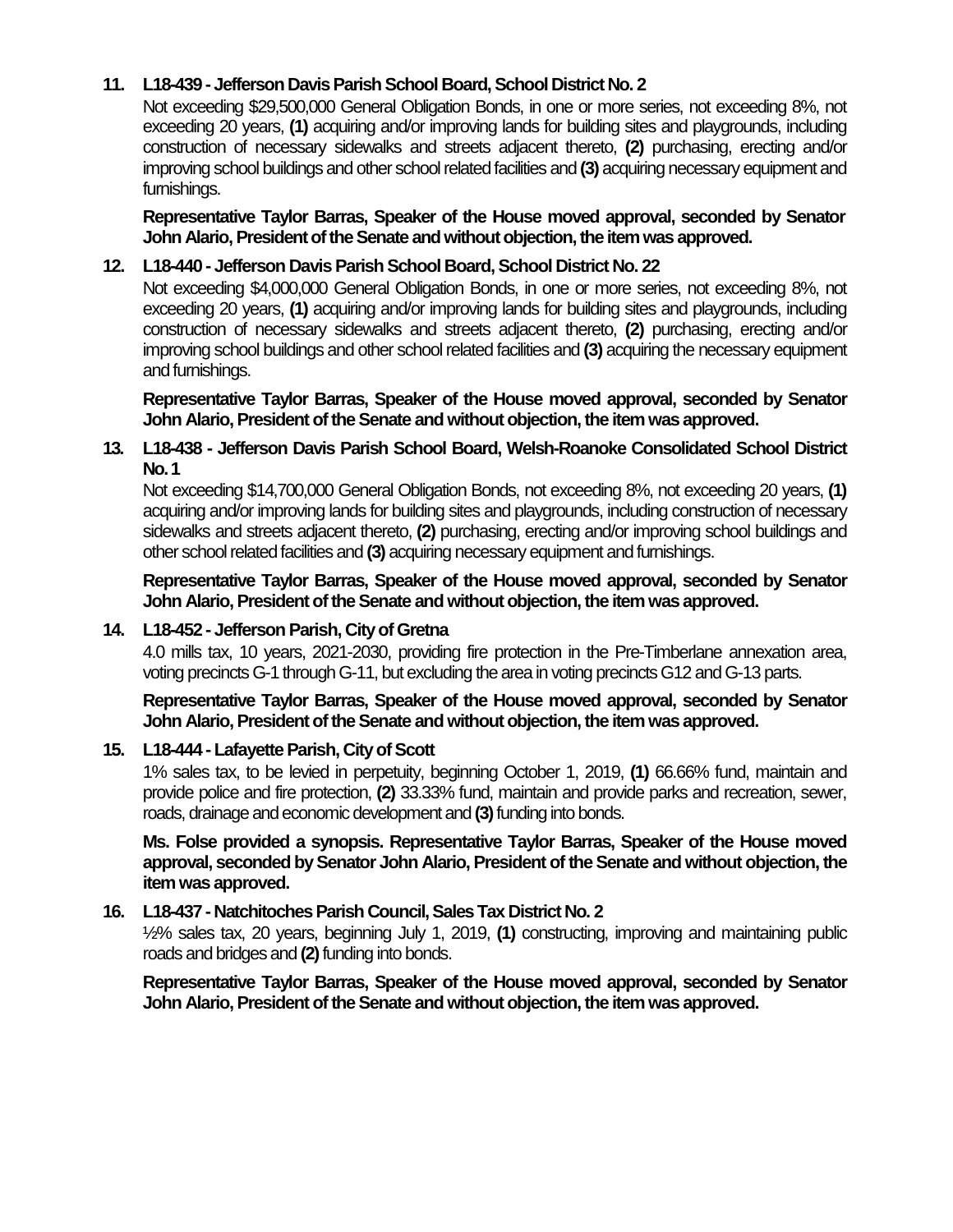**11. L18-439 - Jefferson Davis Parish School Board, School District No. 2**

Not exceeding $29,500,000 General Obligation Bonds, in one or more series, not exceeding 8%, not exceeding 20 years, **(1)** acquiring and/or improving lands for building sites and playgrounds, including construction of necessary sidewalks and streets adjacent thereto, **(2)** purchasing, erecting and/or improving school buildings and other school related facilities and **(3)** acquiring necessary equipment and furnishings.

**Representative Taylor Barras, Speaker of the House moved approval, seconded by Senator John Alario, President of the Senate and without objection, the item was approved.**

**12. L18-440 - Jefferson Davis Parish School Board, School District No. 22**

Not exceeding $4,000,000 General Obligation Bonds, in one or more series, not exceeding 8%, not exceeding 20 years, **(1)** acquiring and/or improving lands for building sites and playgrounds, including construction of necessary sidewalks and streets adjacent thereto, **(2)** purchasing, erecting and/or improving school buildings and other school related facilities and **(3)** acquiring the necessary equipment and furnishings.

**Representative Taylor Barras, Speaker of the House moved approval, seconded by Senator John Alario, President of the Senate and without objection, the item was approved.**

**13. L18-438 - Jefferson Davis Parish School Board, Welsh-Roanoke Consolidated School District No. 1**

Not exceeding $14,700,000 General Obligation Bonds, not exceeding 8%, not exceeding 20 years, **(1)** acquiring and/or improving lands for building sites and playgrounds, including construction of necessary sidewalks and streets adjacent thereto, **(2)** purchasing, erecting and/or improving school buildings and other school related facilities and **(3)** acquiring necessary equipment and furnishings.

**Representative Taylor Barras, Speaker of the House moved approval, seconded by Senator John Alario, President of the Senate and without objection, the item was approved.**

**14. L18-452 - Jefferson Parish, City of Gretna**

4.0 mills tax, 10 years, 2021-2030, providing fire protection in the Pre-Timberlane annexation area, voting precincts G-1 through G-11, but excluding the area in voting precincts G12 and G-13 parts.

**Representative Taylor Barras, Speaker of the House moved approval, seconded by Senator John Alario, President of the Senate and without objection, the item was approved.**

**15. L18-444 - Lafayette Parish, City of Scott**

1% sales tax, to be levied in perpetuity, beginning October 1, 2019, **(1)** 66.66% fund, maintain and provide police and fire protection, **(2)** 33.33% fund, maintain and provide parks and recreation, sewer, roads, drainage and economic development and **(3)** funding into bonds.

**Ms. Folse provided a synopsis. Representative Taylor Barras, Speaker of the House moved approval, seconded by Senator John Alario, President of the Senate and without objection, the item was approved.**

**16. L18-437 - Natchitoches Parish Council, Sales Tax District No. 2**

½% sales tax, 20 years, beginning July 1, 2019, **(1)** constructing, improving and maintaining public roads and bridges and **(2)** funding into bonds.

**Representative Taylor Barras, Speaker of the House moved approval, seconded by Senator John Alario, President of the Senate and without objection, the item was approved.**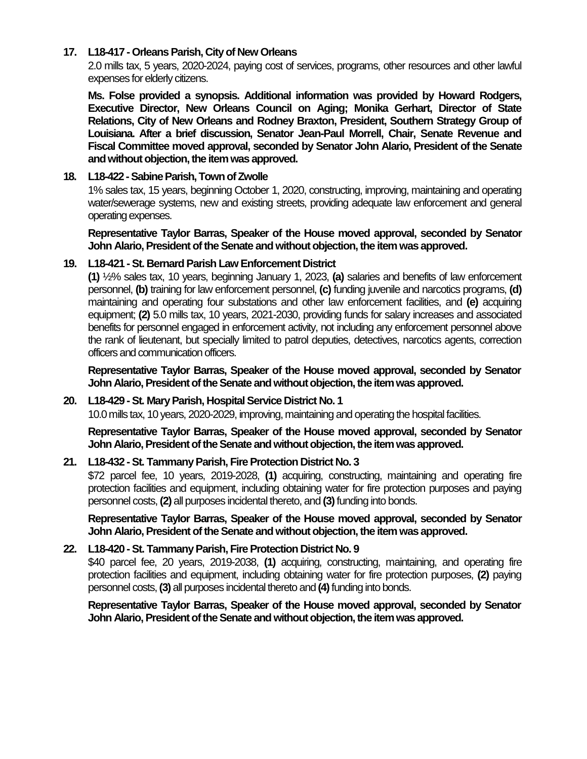**17. L18-417 - Orleans Parish, City of New Orleans**

2.0 mills tax, 5 years, 2020-2024, paying cost of services, programs, other resources and other lawful expenses for elderly citizens.

**Ms. Folse provided a synopsis. Additional information was provided by Howard Rodgers, Executive Director, New Orleans Council on Aging; Monika Gerhart, Director of State Relations, City of New Orleans and Rodney Braxton, President, Southern Strategy Group of Louisiana. After a brief discussion, Senator Jean-Paul Morrell, Chair, Senate Revenue and Fiscal Committee moved approval, seconded by Senator John Alario, President of the Senate and without objection, the item was approved.**

**18. L18-422 - Sabine Parish, Town of Zwolle**

1% sales tax, 15 years, beginning October 1, 2020, constructing, improving, maintaining and operating water/sewerage systems, new and existing streets, providing adequate law enforcement and general operating expenses.

**Representative Taylor Barras, Speaker of the House moved approval, seconded by Senator John Alario, President of the Senate and without objection, the item was approved.**

**19. L18-421 - St. Bernard Parish Law Enforcement District**

**(1)** ½% sales tax, 10 years, beginning January 1, 2023, **(a)** salaries and benefits of law enforcement personnel, **(b)** training for law enforcement personnel, **(c)** funding juvenile and narcotics programs, **(d)** maintaining and operating four substations and other law enforcement facilities, and **(e)** acquiring equipment; **(2)** 5.0 mills tax, 10 years, 2021-2030, providing funds for salary increases and associated benefits for personnel engaged in enforcement activity, not including any enforcement personnel above the rank of lieutenant, but specially limited to patrol deputies, detectives, narcotics agents, correction officers and communication officers.

**Representative Taylor Barras, Speaker of the House moved approval, seconded by Senator John Alario, President of the Senate and without objection, the item was approved.**

**20. L18-429 - St. Mary Parish, Hospital Service District No. 1**

10.0 mills tax, 10 years, 2020-2029, improving, maintaining and operating the hospital facilities.

**Representative Taylor Barras, Speaker of the House moved approval, seconded by Senator John Alario, President of the Senate and without objection, the item was approved.**

**21. L18-432 - St. Tammany Parish, Fire Protection District No. 3**

$72 parcel fee, 10 years, 2019-2028, **(1)** acquiring, constructing, maintaining and operating fire protection facilities and equipment, including obtaining water for fire protection purposes and paying personnel costs, **(2)** all purposes incidental thereto, and **(3)** funding into bonds.

**Representative Taylor Barras, Speaker of the House moved approval, seconded by Senator John Alario, President of the Senate and without objection, the item was approved.**

**22. L18-420 - St. Tammany Parish, Fire Protection District No. 9**

$40 parcel fee, 20 years, 2019-2038, **(1)** acquiring, constructing, maintaining, and operating fire protection facilities and equipment, including obtaining water for fire protection purposes, **(2)** paying personnel costs, **(3)** all purposes incidental thereto and **(4)** funding into bonds.

**Representative Taylor Barras, Speaker of the House moved approval, seconded by Senator John Alario, President of the Senate and without objection, the item was approved.**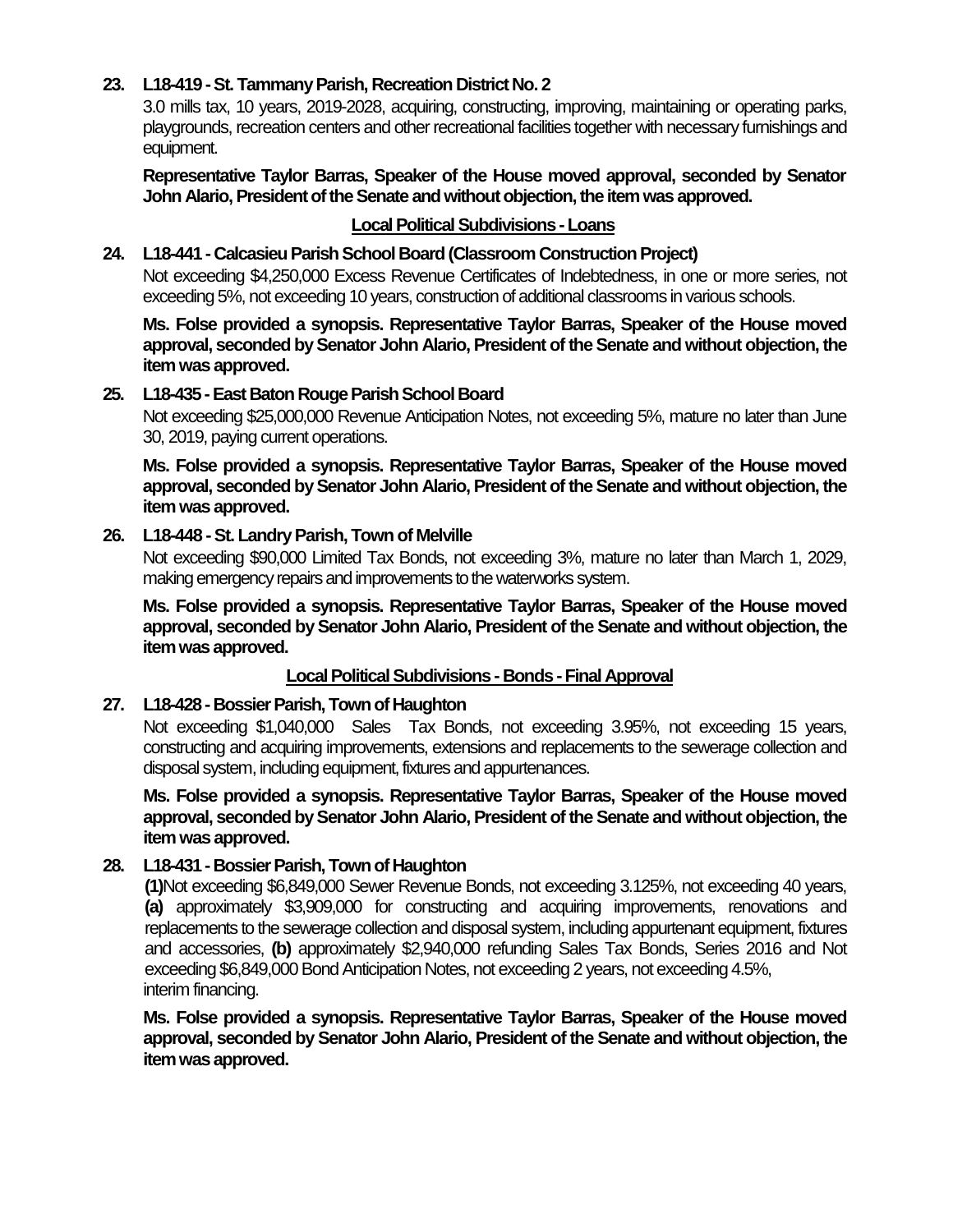**23. L18-419 - St. Tammany Parish, Recreation District No. 2**

3.0 mills tax, 10 years, 2019-2028, acquiring, constructing, improving, maintaining or operating parks, playgrounds, recreation centers and other recreational facilities together with necessary furnishings and equipment.

**Representative Taylor Barras, Speaker of the House moved approval, seconded by Senator John Alario, President of the Senate and without objection, the item was approved.**

**Local Political Subdivisions - Loans**

**24. L18-441 - Calcasieu Parish School Board (Classroom Construction Project)**

Not exceeding $4,250,000 Excess Revenue Certificates of Indebtedness, in one or more series, not exceeding 5%, not exceeding 10 years, construction of additional classrooms in various schools.

**Ms. Folse provided a synopsis. Representative Taylor Barras, Speaker of the House moved approval, seconded by Senator John Alario, President of the Senate and without objection, the item was approved.**

**25. L18-435 - East Baton Rouge Parish School Board**

Not exceeding $25,000,000 Revenue Anticipation Notes, not exceeding 5%, mature no later than June 30, 2019, paying current operations.

**Ms. Folse provided a synopsis. Representative Taylor Barras, Speaker of the House moved approval, seconded by Senator John Alario, President of the Senate and without objection, the item was approved.**

**26. L18-448 - St. Landry Parish, Town of Melville**

Not exceeding $90,000 Limited Tax Bonds, not exceeding 3%, mature no later than March 1, 2029, making emergency repairs and improvements to the waterworks system.

**Ms. Folse provided a synopsis. Representative Taylor Barras, Speaker of the House moved approval, seconded by Senator John Alario, President of the Senate and without objection, the item was approved.**

**Local Political Subdivisions - Bonds - Final Approval**

**27. L18-428 - Bossier Parish, Town of Haughton**

Not exceeding $1,040,000 Sales Tax Bonds, not exceeding 3.95%, not exceeding 15 years, constructing and acquiring improvements, extensions and replacements to the sewerage collection and disposal system, including equipment, fixtures and appurtenances.

**Ms. Folse provided a synopsis. Representative Taylor Barras, Speaker of the House moved approval, seconded by Senator John Alario, President of the Senate and without objection, the item was approved.**

**28. L18-431 - Bossier Parish, Town of Haughton**

**(1)** Not exceeding $6,849,000 Sewer Revenue Bonds, not exceeding 3.125%, not exceeding 40 years, **(a)** approximately $3,909,000 for constructing and acquiring improvements, renovations and replacements to the sewerage collection and disposal system, including appurtenant equipment, fixtures and accessories, **(b)** approximately $2,940,000 refunding Sales Tax Bonds, Series 2016 and Not exceeding $6,849,000 Bond Anticipation Notes, not exceeding 2 years, not exceeding 4.5%, interim financing.

**Ms. Folse provided a synopsis. Representative Taylor Barras, Speaker of the House moved approval, seconded by Senator John Alario, President of the Senate and without objection, the item was approved.**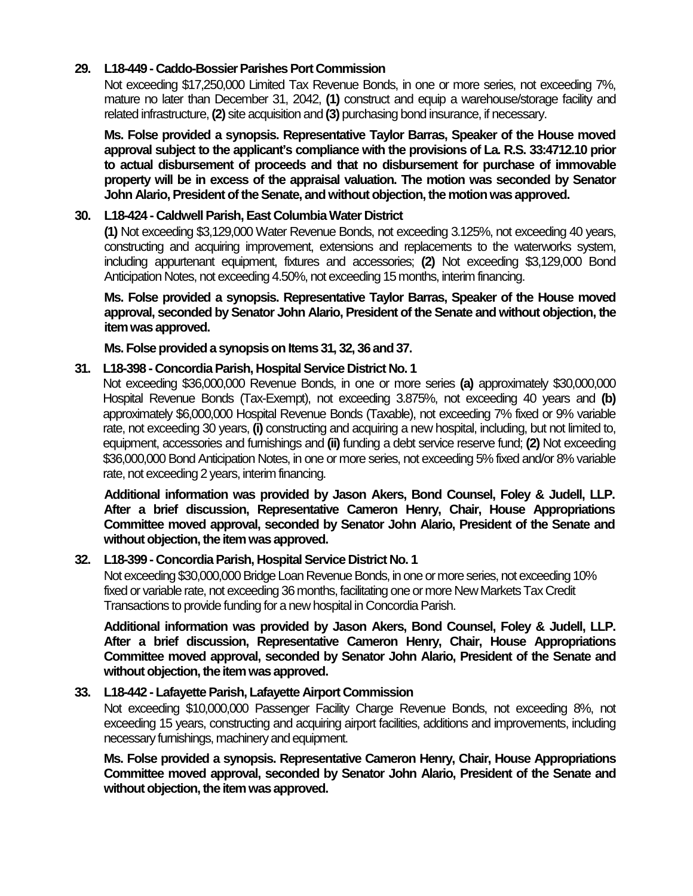**29. L18-449 - Caddo-Bossier Parishes Port Commission**

Not exceeding $17,250,000 Limited Tax Revenue Bonds, in one or more series, not exceeding 7%, mature no later than December 31, 2042, **(1)** construct and equip a warehouse/storage facility and related infrastructure, **(2)** site acquisition and **(3)** purchasing bond insurance, if necessary.

**Ms. Folse provided a synopsis. Representative Taylor Barras, Speaker of the House moved approval subject to the applicant's compliance with the provisions of La. R.S. 33:4712.10 prior to actual disbursement of proceeds and that no disbursement for purchase of immovable property will be in excess of the appraisal valuation. The motion was seconded by Senator John Alario, President of the Senate, and without objection, the motion was approved.**

**30. L18-424 - Caldwell Parish, East Columbia Water District**

**(1)** Not exceeding $3,129,000 Water Revenue Bonds, not exceeding 3.125%, not exceeding 40 years, constructing and acquiring improvement, extensions and replacements to the waterworks system, including appurtenant equipment, fixtures and accessories; **(2)** Not exceeding $3,129,000 Bond Anticipation Notes, not exceeding 4.50%, not exceeding 15 months, interim financing.

**Ms. Folse provided a synopsis. Representative Taylor Barras, Speaker of the House moved approval, seconded by Senator John Alario, President of the Senate and without objection, the item was approved.**

**Ms. Folse provided a synopsis on Items 31, 32, 36 and 37.**

**31. L18-398 - Concordia Parish, Hospital Service District No. 1**

Not exceeding $36,000,000 Revenue Bonds, in one or more series **(a)** approximately $30,000,000 Hospital Revenue Bonds (Tax-Exempt), not exceeding 3.875%, not exceeding 40 years and **(b)** approximately $6,000,000 Hospital Revenue Bonds (Taxable), not exceeding 7% fixed or 9% variable rate, not exceeding 30 years, **(i)** constructing and acquiring a new hospital, including, but not limited to, equipment, accessories and furnishings and **(ii)** funding a debt service reserve fund; **(2)** Not exceeding $36,000,000 Bond Anticipation Notes, in one or more series, not exceeding 5% fixed and/or 8% variable rate, not exceeding 2 years, interim financing.

**Additional information was provided by Jason Akers, Bond Counsel, Foley & Judell, LLP. After a brief discussion, Representative Cameron Henry, Chair, House Appropriations Committee moved approval, seconded by Senator John Alario, President of the Senate and without objection, the item was approved.**

**32. L18-399 - Concordia Parish, Hospital Service District No. 1**

Not exceeding $30,000,000 Bridge Loan Revenue Bonds, in one or more series, not exceeding 10% fixed or variable rate, not exceeding 36 months, facilitating one or more New Markets Tax Credit Transactions to provide funding for a new hospital in Concordia Parish.

**Additional information was provided by Jason Akers, Bond Counsel, Foley & Judell, LLP. After a brief discussion, Representative Cameron Henry, Chair, House Appropriations Committee moved approval, seconded by Senator John Alario, President of the Senate and without objection, the item was approved.**

**33. L18-442 - Lafayette Parish, Lafayette Airport Commission**

Not exceeding $10,000,000 Passenger Facility Charge Revenue Bonds, not exceeding 8%, not exceeding 15 years, constructing and acquiring airport facilities, additions and improvements, including necessary furnishings, machinery and equipment.

**Ms. Folse provided a synopsis. Representative Cameron Henry, Chair, House Appropriations Committee moved approval, seconded by Senator John Alario, President of the Senate and without objection, the item was approved.**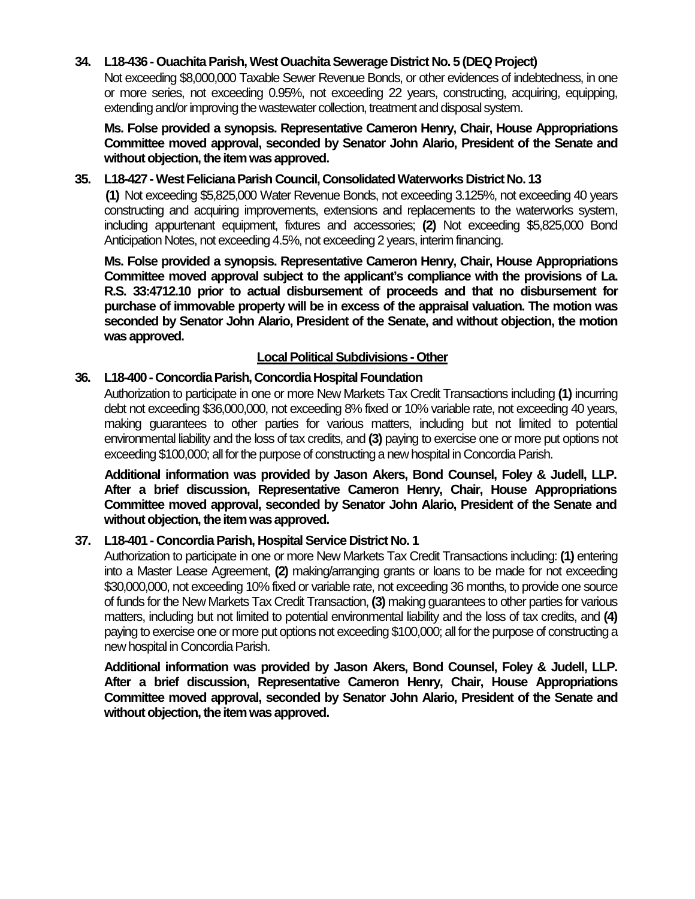**34. L18-436 - Ouachita Parish, West Ouachita Sewerage District No. 5 (DEQ Project)**

Not exceeding $8,000,000 Taxable Sewer Revenue Bonds, or other evidences of indebtedness, in one or more series, not exceeding 0.95%, not exceeding 22 years, constructing, acquiring, equipping, extending and/or improving the wastewater collection, treatment and disposal system.

**Ms. Folse provided a synopsis. Representative Cameron Henry, Chair, House Appropriations Committee moved approval, seconded by Senator John Alario, President of the Senate and without objection, the item was approved.**

**35. L18-427 - West Feliciana Parish Council, Consolidated Waterworks District No. 13**

**(1)** Not exceeding $5,825,000 Water Revenue Bonds, not exceeding 3.125%, not exceeding 40 years constructing and acquiring improvements, extensions and replacements to the waterworks system, including appurtenant equipment, fixtures and accessories; **(2)** Not exceeding $5,825,000 Bond Anticipation Notes, not exceeding 4.5%, not exceeding 2 years, interim financing.

**Ms. Folse provided a synopsis. Representative Cameron Henry, Chair, House Appropriations Committee moved approval subject to the applicant's compliance with the provisions of La. R.S. 33:4712.10 prior to actual disbursement of proceeds and that no disbursement for purchase of immovable property will be in excess of the appraisal valuation. The motion was seconded by Senator John Alario, President of the Senate, and without objection, the motion was approved.**

## Local Political Subdivisions - Other

**36. L18-400 - Concordia Parish, Concordia Hospital Foundation**

Authorization to participate in one or more New Markets Tax Credit Transactions including **(1)** incurring debt not exceeding $36,000,000, not exceeding 8% fixed or 10% variable rate, not exceeding 40 years, making guarantees to other parties for various matters, including but not limited to potential environmental liability and the loss of tax credits, and **(3)** paying to exercise one or more put options not exceeding $100,000; all for the purpose of constructing a new hospital in Concordia Parish.

**Additional information was provided by Jason Akers, Bond Counsel, Foley & Judell, LLP. After a brief discussion, Representative Cameron Henry, Chair, House Appropriations Committee moved approval, seconded by Senator John Alario, President of the Senate and without objection, the item was approved.**

**37. L18-401 - Concordia Parish, Hospital Service District No. 1**

Authorization to participate in one or more New Markets Tax Credit Transactions including: **(1)** entering into a Master Lease Agreement, **(2)** making/arranging grants or loans to be made for not exceeding $30,000,000, not exceeding 10% fixed or variable rate, not exceeding 36 months, to provide one source of funds for the New Markets Tax Credit Transaction, **(3)** making guarantees to other parties for various matters, including but not limited to potential environmental liability and the loss of tax credits, and **(4)** paying to exercise one or more put options not exceeding $100,000; all for the purpose of constructing a new hospital in Concordia Parish.

**Additional information was provided by Jason Akers, Bond Counsel, Foley & Judell, LLP. After a brief discussion, Representative Cameron Henry, Chair, House Appropriations Committee moved approval, seconded by Senator John Alario, President of the Senate and without objection, the item was approved.**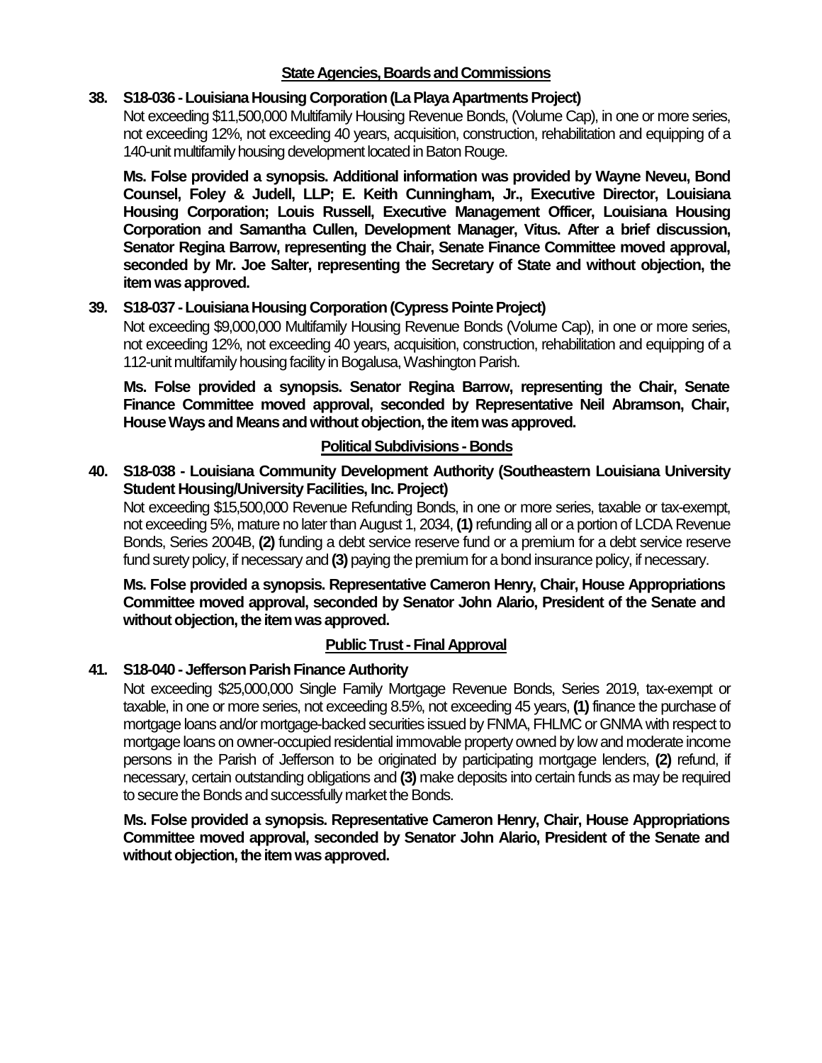## State Agencies, Boards and Commissions

**38. S18-036 - Louisiana Housing Corporation (La Playa Apartments Project)**

Not exceeding $11,500,000 Multifamily Housing Revenue Bonds, (Volume Cap), in one or more series, not exceeding 12%, not exceeding 40 years, acquisition, construction, rehabilitation and equipping of a 140-unit multifamily housing development located in Baton Rouge.

**Ms. Folse provided a synopsis. Additional information was provided by Wayne Neveu, Bond Counsel, Foley & Judell, LLP; E. Keith Cunningham, Jr., Executive Director, Louisiana Housing Corporation; Louis Russell, Executive Management Officer, Louisiana Housing Corporation and Samantha Cullen, Development Manager, Vitus. After a brief discussion, Senator Regina Barrow, representing the Chair, Senate Finance Committee moved approval, seconded by Mr. Joe Salter, representing the Secretary of State and without objection, the item was approved.**

**39. S18-037 - Louisiana Housing Corporation (Cypress Pointe Project)**

Not exceeding $9,000,000 Multifamily Housing Revenue Bonds (Volume Cap), in one or more series, not exceeding 12%, not exceeding 40 years, acquisition, construction, rehabilitation and equipping of a 112-unit multifamily housing facility in Bogalusa, Washington Parish.

**Ms. Folse provided a synopsis. Senator Regina Barrow, representing the Chair, Senate Finance Committee moved approval, seconded by Representative Neil Abramson, Chair, House Ways and Means and without objection, the item was approved.**

## Political Subdivisions - Bonds

**40. S18-038 - Louisiana Community Development Authority (Southeastern Louisiana University Student Housing/University Facilities, Inc. Project)**

Not exceeding $15,500,000 Revenue Refunding Bonds, in one or more series, taxable or tax-exempt, not exceeding 5%, mature no later than August 1, 2034, **(1)** refunding all or a portion of LCDA Revenue Bonds, Series 2004B, **(2)** funding a debt service reserve fund or a premium for a debt service reserve fund surety policy, if necessary and **(3)** paying the premium for a bond insurance policy, if necessary.

**Ms. Folse provided a synopsis. Representative Cameron Henry, Chair, House Appropriations Committee moved approval, seconded by Senator John Alario, President of the Senate and without objection, the item was approved.**

## Public Trust - Final Approval

**41. S18-040 - Jefferson Parish Finance Authority**

Not exceeding $25,000,000 Single Family Mortgage Revenue Bonds, Series 2019, tax-exempt or taxable, in one or more series, not exceeding 8.5%, not exceeding 45 years, **(1)** finance the purchase of mortgage loans and/or mortgage-backed securities issued by FNMA, FHLMC or GNMA with respect to mortgage loans on owner-occupied residential immovable property owned by low and moderate income persons in the Parish of Jefferson to be originated by participating mortgage lenders, **(2)** refund, if necessary, certain outstanding obligations and **(3)** make deposits into certain funds as may be required to secure the Bonds and successfully market the Bonds.

**Ms. Folse provided a synopsis. Representative Cameron Henry, Chair, House Appropriations Committee moved approval, seconded by Senator John Alario, President of the Senate and without objection, the item was approved.**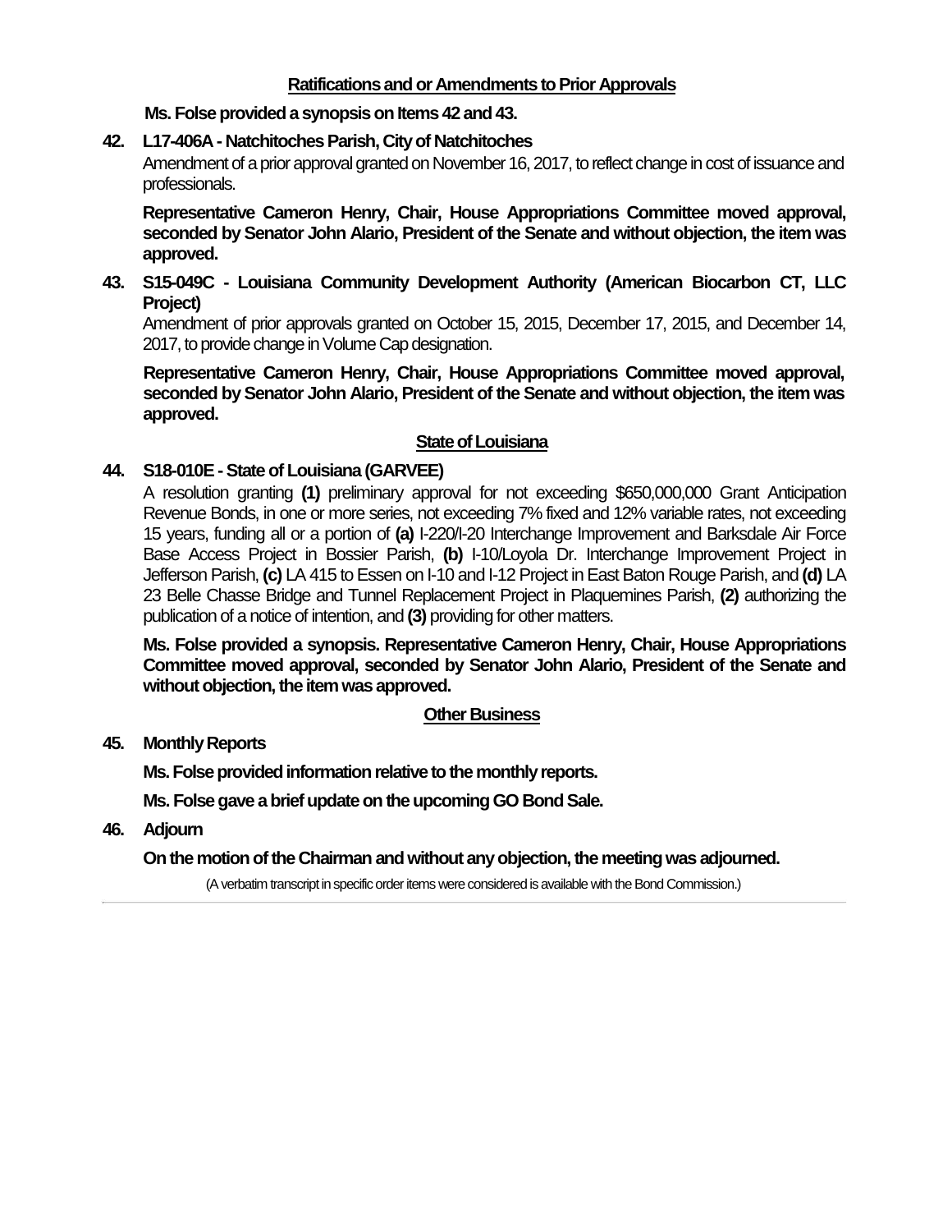## Ratifications and or Amendments to Prior Approvals

**Ms. Folse provided a synopsis on Items 42 and 43.**

**42. L17-406A - Natchitoches Parish, City of Natchitoches**

Amendment of a prior approval granted on November 16, 2017, to reflect change in cost of issuance and professionals.

**Representative Cameron Henry, Chair, House Appropriations Committee moved approval, seconded by Senator John Alario, President of the Senate and without objection, the item was approved.**

**43. S15-049C - Louisiana Community Development Authority (American Biocarbon CT, LLC Project)**

Amendment of prior approvals granted on October 15, 2015, December 17, 2015, and December 14, 2017, to provide change in Volume Cap designation.

**Representative Cameron Henry, Chair, House Appropriations Committee moved approval, seconded by Senator John Alario, President of the Senate and without objection, the item was approved.**

## State of Louisiana

**44. S18-010E - State of Louisiana (GARVEE)**

A resolution granting **(1)** preliminary approval for not exceeding $650,000,000 Grant Anticipation Revenue Bonds, in one or more series, not exceeding 7% fixed and 12% variable rates, not exceeding 15 years, funding all or a portion of **(a)** I-220/I-20 Interchange Improvement and Barksdale Air Force Base Access Project in Bossier Parish, **(b)** I-10/Loyola Dr. Interchange Improvement Project in Jefferson Parish, **(c)** LA 415 to Essen on I-10 and I-12 Project in East Baton Rouge Parish, and **(d)** LA 23 Belle Chasse Bridge and Tunnel Replacement Project in Plaquemines Parish, **(2)** authorizing the publication of a notice of intention, and **(3)** providing for other matters.

**Ms. Folse provided a synopsis. Representative Cameron Henry, Chair, House Appropriations Committee moved approval, seconded by Senator John Alario, President of the Senate and without objection, the item was approved.**

## Other Business

**45. Monthly Reports**

**Ms. Folse provided information relative to the monthly reports.**

**Ms. Folse gave a brief update on the upcoming GO Bond Sale.**

**46. Adjourn**

**On the motion of the Chairman and without any objection, the meeting was adjourned.**

(A verbatim transcript in specific order items were considered is available with the Bond Commission.)